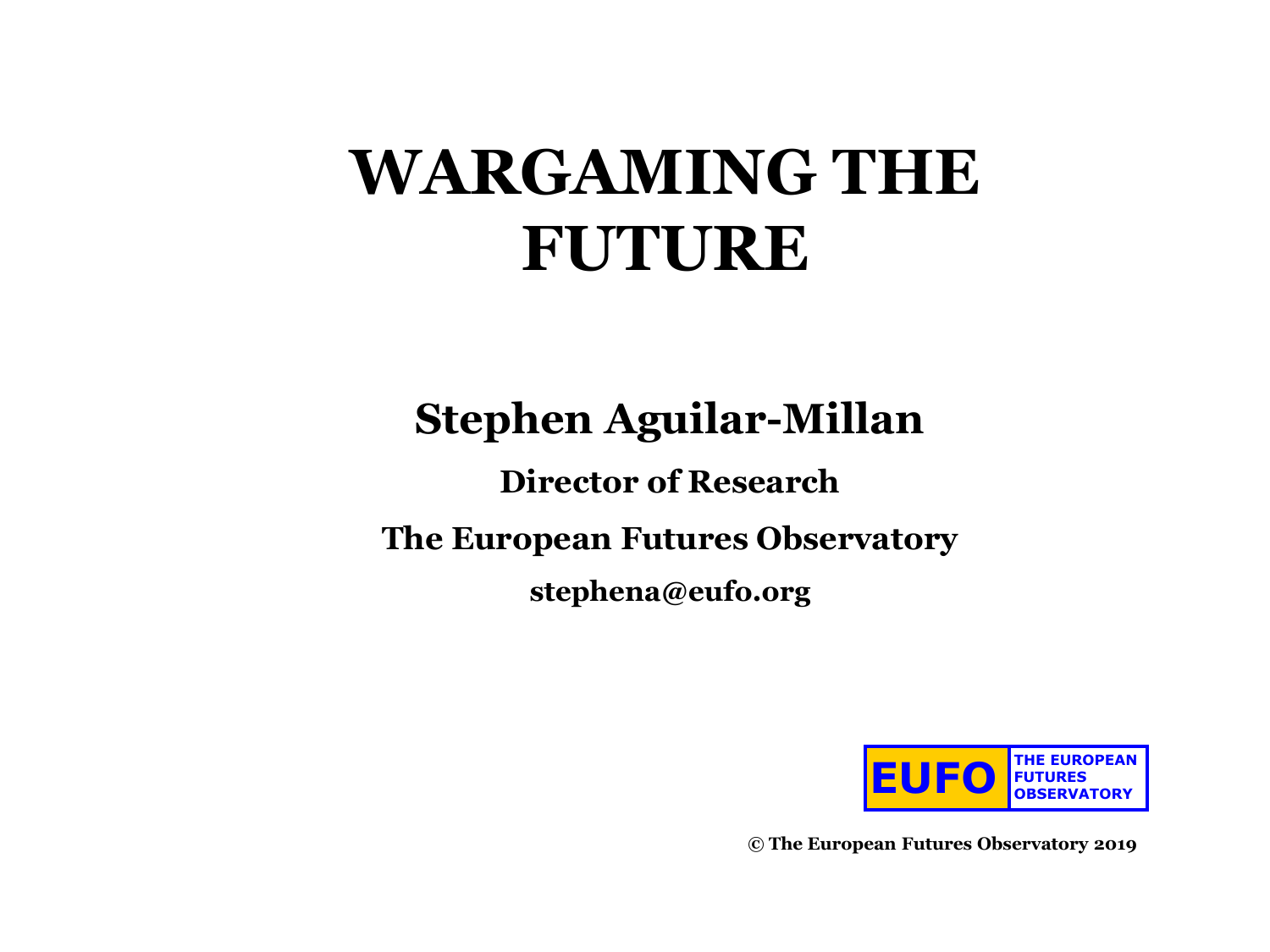# WARGAMING THE FUTURE

**Stephen Aguilar-Millan**

**Director of Research**

**The European Futures Observatory**

**stephena@eufo.org**

EUFO | THE EUROPEAN FUTURES OBSERVATORY

**© The European Futures Observatory 2019**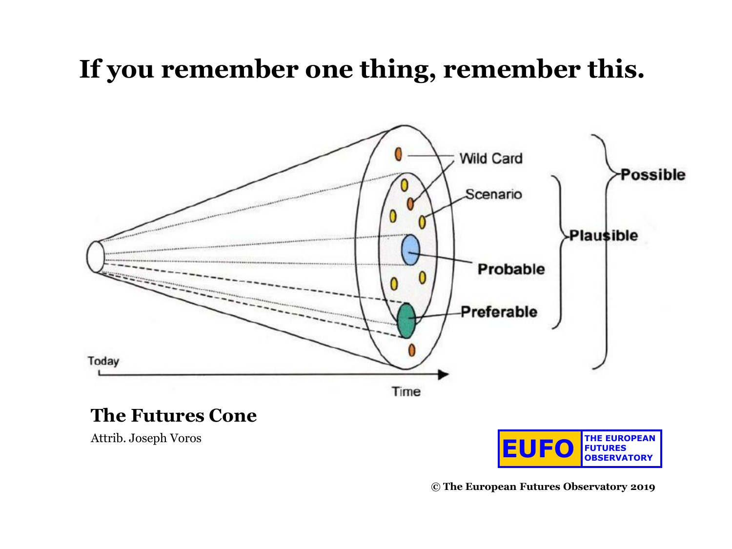# If you remember one thing, remember this.

Wild Card

Scenario

Probable

Preferable

Plausible

Possible

Today

Time

**The Futures Cone**

Attrib. Joseph Voros

EUFO THE EUROPEAN FUTURES OBSERVATORY

© The European Futures Observatory 2019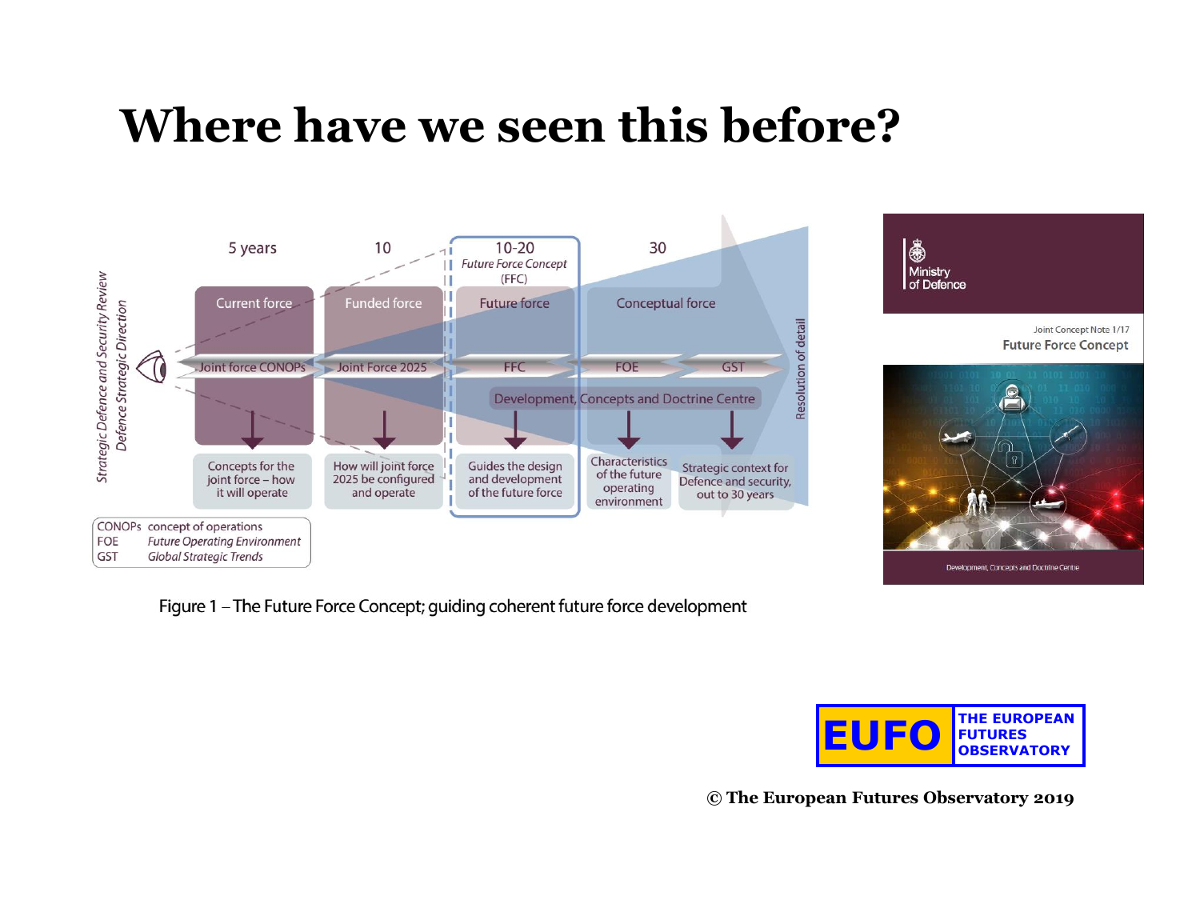# Where have we seen this before?

| 5 years | 10 | 10-20 *Future Force Concept* (FFC) | 30 | |
|---|---|---|---|---|
| Current force | Funded force | Future force | Conceptual force | |
| Joint force CONOPs | Joint Force 2025 | FFC | FOE | GST |
| | | | Development, Concepts and Doctrine Centre | |
| Concepts for the joint force – how it will operate | How will joint force 2025 be configured and operate | Guides the design and development of the future force | Characteristics of the future operating environment | Strategic context for Defence and security, out to 30 years |

*Strategic Defence and Security Review*

*Defence Strategic Direction*

Resolution of detail

| | |
|---|---|
| CONOPs | concept of operations |
| FOE | *Future Operating Environment* |
| GST | *Global Strategic Trends* |

Figure 1 – The Future Force Concept; guiding coherent future force development

Ministry of Defence

Joint Concept Note 1/17

Future Force Concept

Development, Concepts and Doctrine Centre

EUFO THE EUROPEAN FUTURES OBSERVATORY

© The European Futures Observatory 2019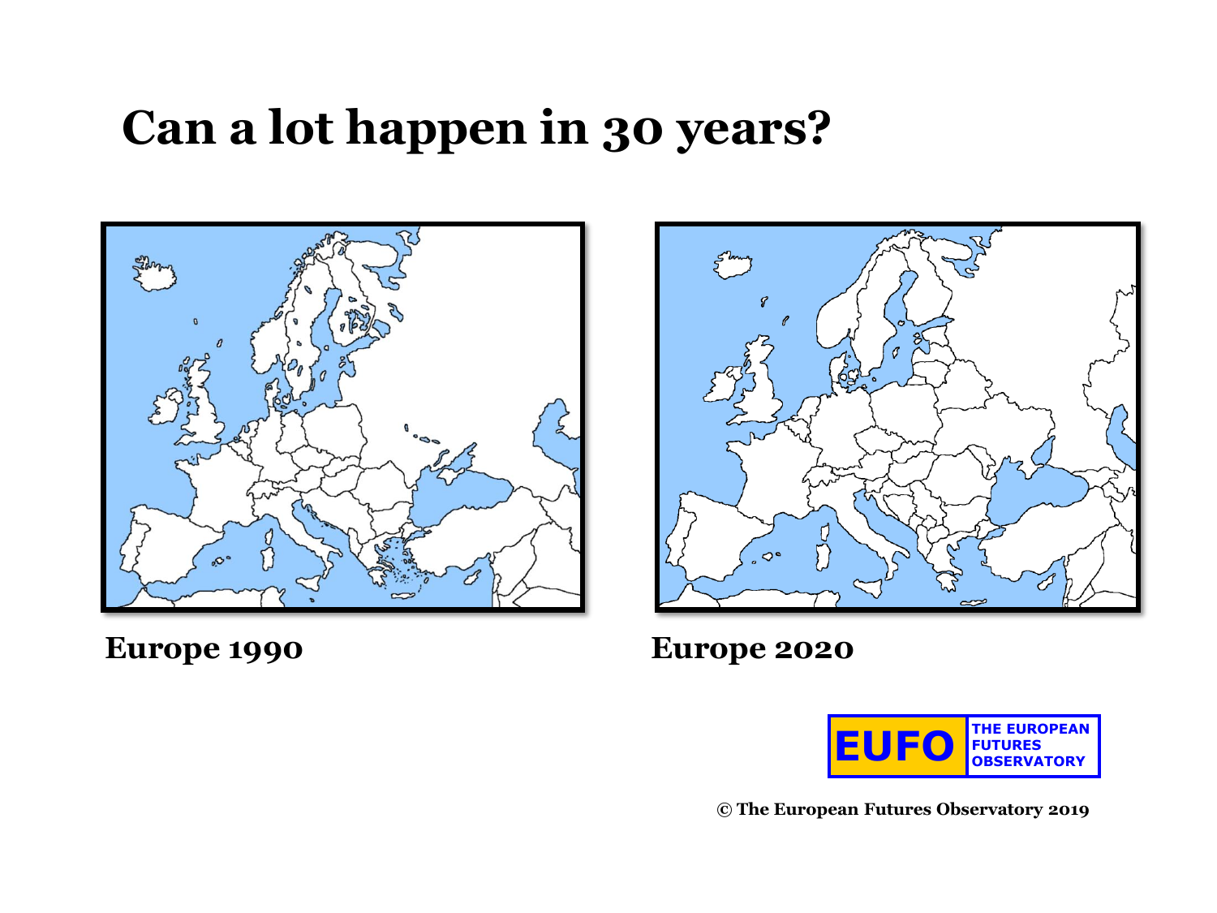# Can a lot happen in 30 years?

**Europe 1990**

**Europe 2020**

EUFO THE EUROPEAN FUTURES OBSERVATORY

© The European Futures Observatory 2019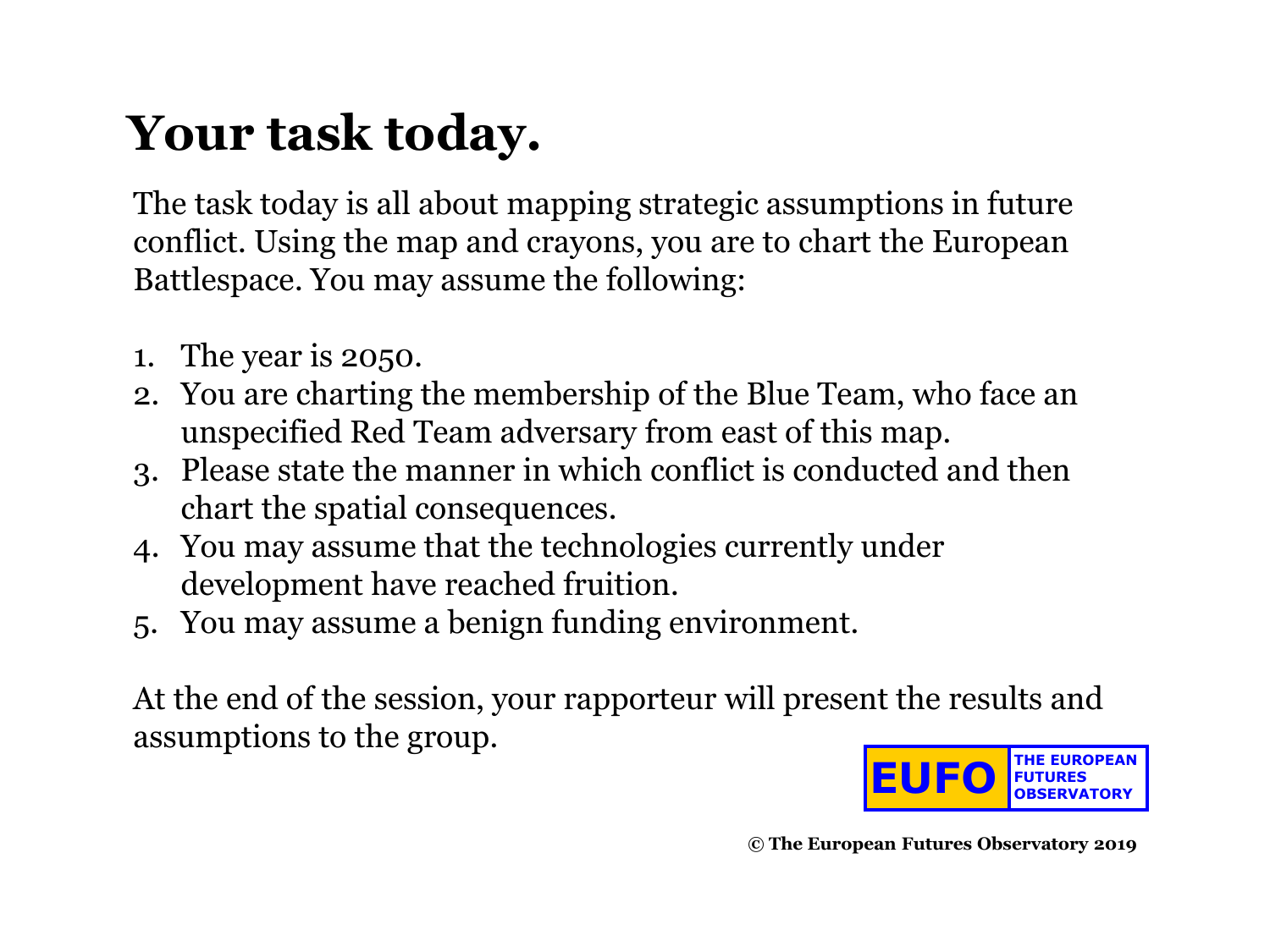# Your task today.

The task today is all about mapping strategic assumptions in future conflict. Using the map and crayons, you are to chart the European Battlespace. You may assume the following:

1. The year is 2050.
2. You are charting the membership of the Blue Team, who face an unspecified Red Team adversary from east of this map.
3. Please state the manner in which conflict is conducted and then chart the spatial consequences.
4. You may assume that the technologies currently under development have reached fruition.
5. You may assume a benign funding environment.

At the end of the session, your rapporteur will present the results and assumptions to the group.

EUFO THE EUROPEAN FUTURES OBSERVATORY

**© The European Futures Observatory 2019**